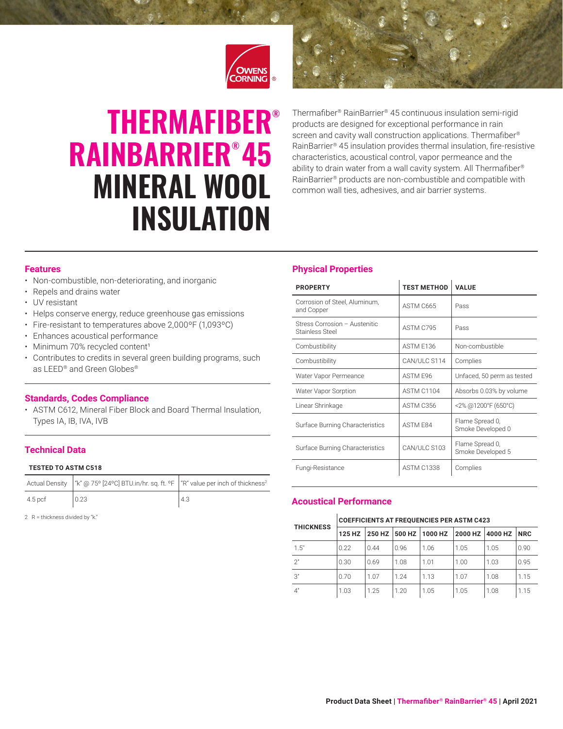# THERMAFIBER® RAINBARRIER® 45 MINERAL WOOL INSULATION

Thermafiber® RainBarrier® 45 continuous insulation semi-rigid products are designed for exceptional performance in rain screen and cavity wall construction applications. Thermafiber® RainBarrier® 45 insulation provides thermal insulation, fire-resistive characteristics, acoustical control, vapor permeance and the ability to drain water from a wall cavity system. All Thermafiber® RainBarrier® products are non-combustible and compatible with common wall ties, adhesives, and air barrier systems.

## Features

- Non-combustible, non-deteriorating, and inorganic
- Repels and drains water
- UV resistant
- Helps conserve energy, reduce greenhouse gas emissions
- Fire-resistant to temperatures above 2,000°F (1,093°C)
- Enhances acoustical performance
- Minimum 70% recycled content[1]
- Contributes to credits in several green building programs, such as LEED® and Green Globes®

## Standards, Codes Compliance

- ASTM C612, Mineral Fiber Block and Board Thermal Insulation, Types IA, IB, IVA, IVB

## Technical Data

**TESTED TO ASTM C518**

| Actual Density | "k" @ 75º [24ºC] BTU.in/hr. sq. ft. ºF | "R" value per inch of thickness[2] |
|---|---|---|
| 4.5 pcf | 0.23 | 4.3 |

2 R = thickness divided by "k."

## Physical Properties

| PROPERTY | TEST METHOD | VALUE |
|---|---|---|
| Corrosion of Steel, Aluminum, and Copper | ASTM C665 | Pass |
| Stress Corrosion – Austenitic Stainless Steel | ASTM C795 | Pass |
| Combustibility | ASTM E136 | Non-combustible |
| Combustibility | CAN/ULC S114 | Complies |
| Water Vapor Permeance | ASTM E96 | Unfaced, 50 perm as tested |
| Water Vapor Sorption | ASTM C1104 | Absorbs 0.03% by volume |
| Linear Shrinkage | ASTM C356 | <2% @1200°F (650°C) |
| Surface Burning Characteristics | ASTM E84 | Flame Spread 0, Smoke Developed 0 |
| Surface Burning Characteristics | CAN/ULC S103 | Flame Spread 0, Smoke Developed 5 |
| Fungi-Resistance | ASTM C1338 | Complies |

## Acoustical Performance

| THICKNESS | COEFFICIENTS AT FREQUENCIES PER ASTM C423 | | | | | | |
|---|---|---|---|---|---|---|---|
| | 125 HZ | 250 HZ | 500 HZ | 1000 HZ | 2000 HZ | 4000 HZ | NRC |
| 1.5" | 0.22 | 0.44 | 0.96 | 1.06 | 1.05 | 1.05 | 0.90 |
| 2" | 0.30 | 0.69 | 1.08 | 1.01 | 1.00 | 1.03 | 0.95 |
| 3" | 0.70 | 1.07 | 1.24 | 1.13 | 1.07 | 1.08 | 1.15 |
| 4" | 1.03 | 1.25 | 1.20 | 1.05 | 1.05 | 1.08 | 1.15 |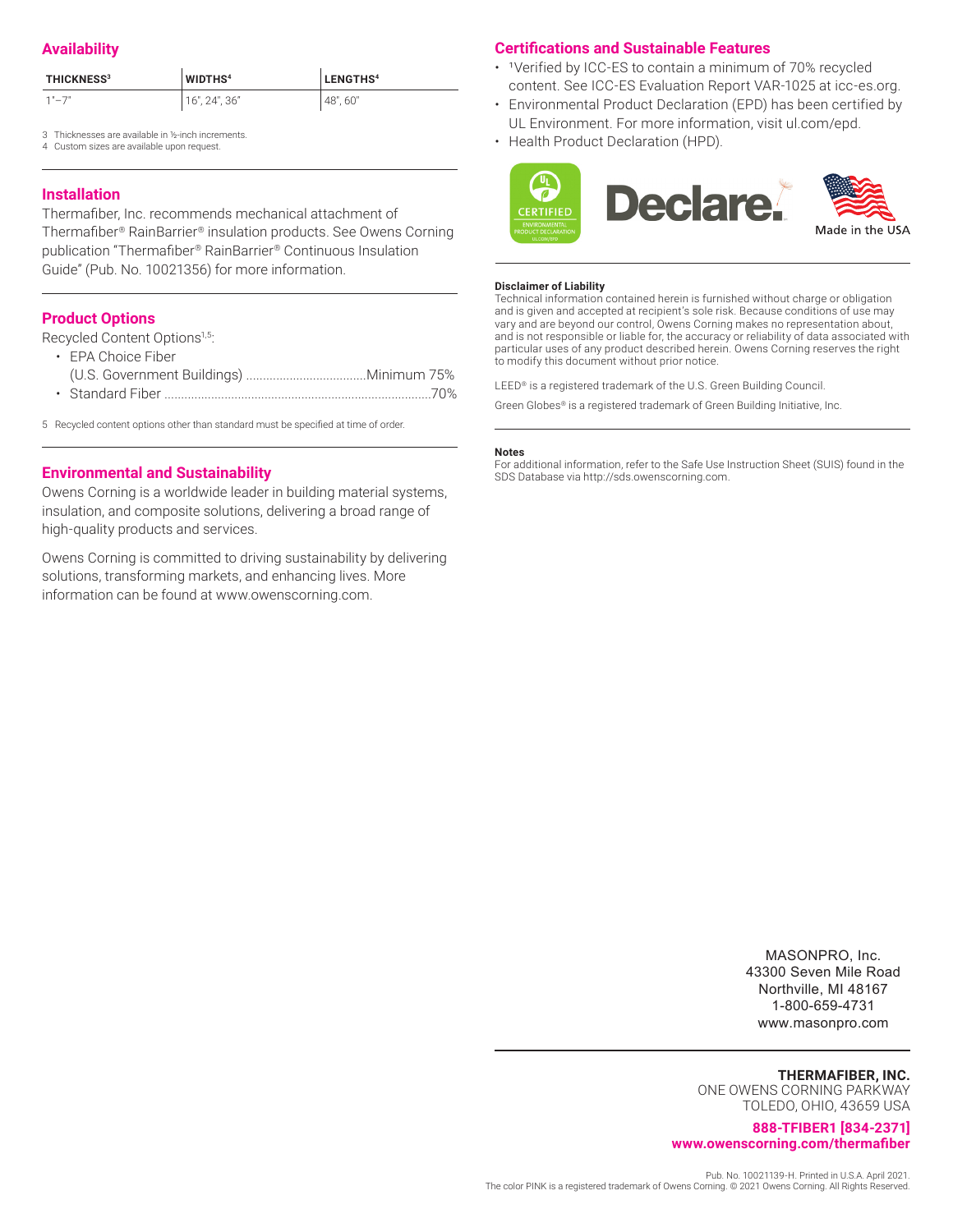## Availability

| THICKNESS[3] | WIDTHS[4] | LENGTHS[4] |
|---|---|---|
| 1"–7" | 16", 24", 36" | 48", 60" |

3 Thicknesses are available in ½-inch increments.
4 Custom sizes are available upon request.

## Installation

Thermafiber, Inc. recommends mechanical attachment of Thermafiber® RainBarrier® insulation products. See Owens Corning publication "Thermafiber® RainBarrier® Continuous Insulation Guide" (Pub. No. 10021356) for more information.

## Product Options

Recycled Content Options[1,5]:

- EPA Choice Fiber (U.S. Government Buildings) ....................................Minimum 75%
- Standard Fiber ................................................................................70%

5 Recycled content options other than standard must be specified at time of order.

## Environmental and Sustainability

Owens Corning is a worldwide leader in building material systems, insulation, and composite solutions, delivering a broad range of high-quality products and services.

Owens Corning is committed to driving sustainability by delivering solutions, transforming markets, and enhancing lives. More information can be found at www.owenscorning.com.

## Certifications and Sustainable Features

- [1]Verified by ICC-ES to contain a minimum of 70% recycled content. See ICC-ES Evaluation Report VAR-1025 at icc-es.org.
- Environmental Product Declaration (EPD) has been certified by UL Environment. For more information, visit ul.com/epd.
- Health Product Declaration (HPD).

CERTIFIED ENVIRONMENTAL PRODUCT DECLARATION UL.COM/EPD

Declare.

Made in the USA

**Disclaimer of Liability**
Technical information contained herein is furnished without charge or obligation and is given and accepted at recipient's sole risk. Because conditions of use may vary and are beyond our control, Owens Corning makes no representation about, and is not responsible or liable for, the accuracy or reliability of data associated with particular uses of any product described herein. Owens Corning reserves the right to modify this document without prior notice.

LEED® is a registered trademark of the U.S. Green Building Council.

Green Globes® is a registered trademark of Green Building Initiative, Inc.

**Notes**
For additional information, refer to the Safe Use Instruction Sheet (SUIS) found in the SDS Database via http://sds.owenscorning.com.

MASONPRO, Inc.
43300 Seven Mile Road
Northville, MI 48167
1-800-659-4731
www.masonpro.com

**THERMAFIBER, INC.**
ONE OWENS CORNING PARKWAY
TOLEDO, OHIO, 43659 USA

**888-TFIBER1 [834-2371]**
**www.owenscorning.com/thermafiber**

Pub. No. 10021139-H. Printed in U.S.A. April 2021.
The color PINK is a registered trademark of Owens Corning. © 2021 Owens Corning. All Rights Reserved.